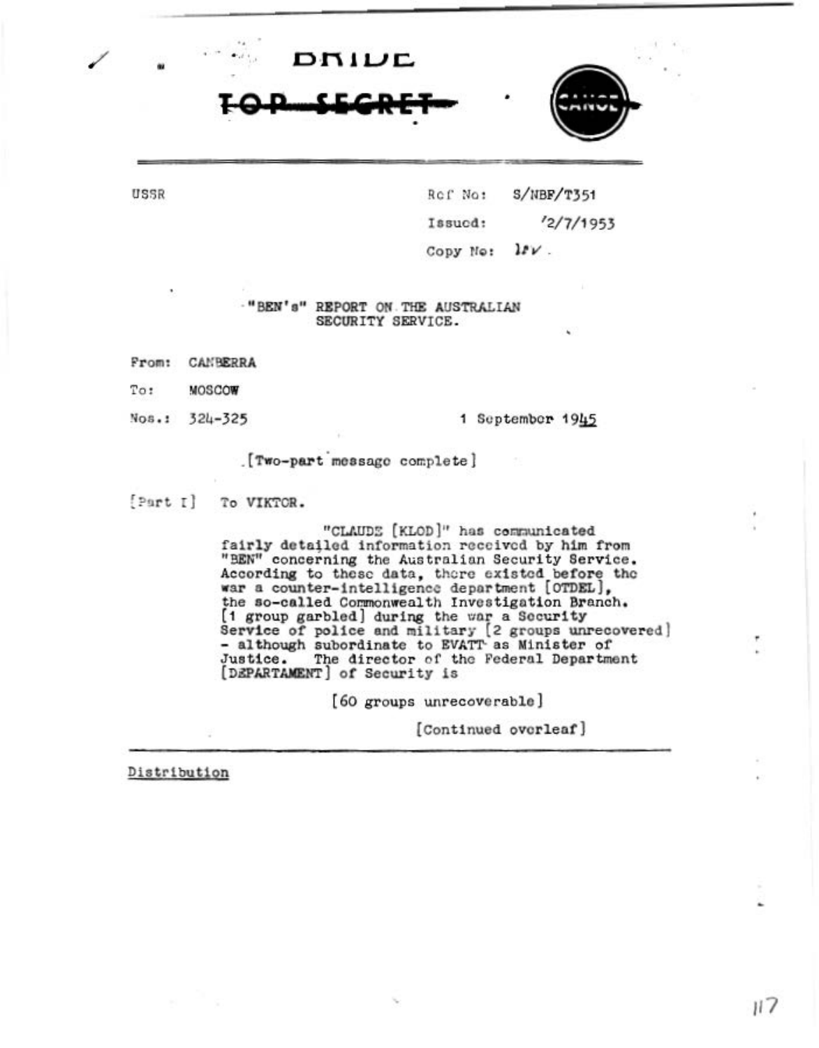DRIVE

~~TOP SECRET~~

CANOE

USSR

Ref No: S/NBF/T351

Issued: /2/7/1953

Copy No: 1?✓.

"BEN's" REPORT ON THE AUSTRALIAN SECURITY SERVICE.

From: CANBERRA

To: MOSCOW

Nos.: 324-325

1 September 1945

[Two-part message complete]

[Part I] To VIKTOR.

"CLAUDE [KLOD]" has communicated fairly detailed information received by him from "BEN" concerning the Australian Security Service. According to these data, there existed before the war a counter-intelligence department [OTDEL], the so-called Commonwealth Investigation Branch. [1 group garbled] during the war a Security Service of police and military [2 groups unrecovered] - although subordinate to EVATT as Minister of Justice. The director of the Federal Department [DEPARTAMENT] of Security is

[60 groups unrecoverable]

[Continued overleaf]

Distribution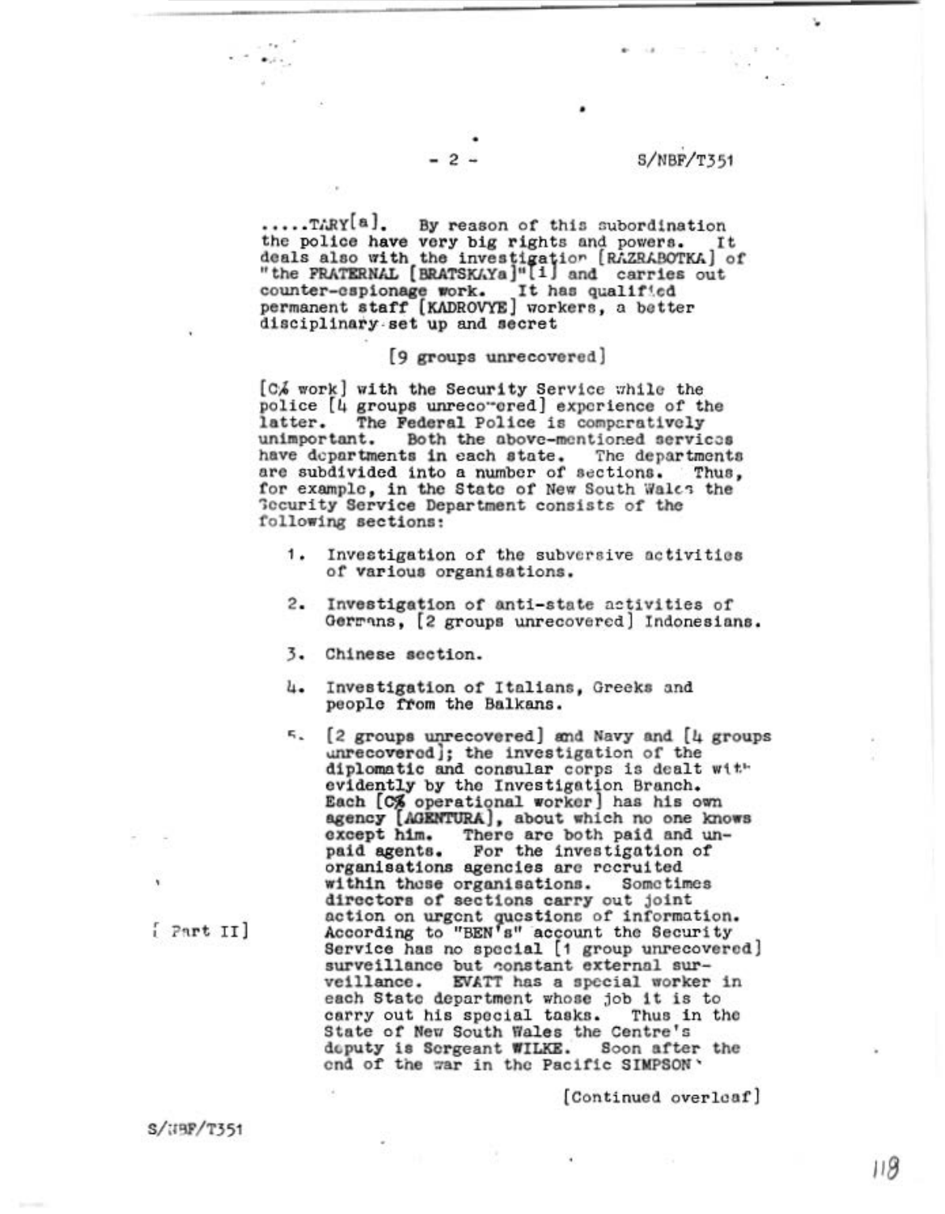.....TARY[a]. By reason of this subordination the police have very big rights and powers. It deals also with the investigation [RAZRABOTKA] of "the FRATERNAL [BRATSKAYa]"[i] and carries out counter-espionage work. It has qualified permanent staff [KADROVYE] workers, a better disciplinary set up and secret

[9 groups unrecovered]

[C% work] with the Security Service while the police [4 groups unrecovered] experience of the latter. The Federal Police is comparatively unimportant. Both the above-mentioned services have departments in each state. The departments are subdivided into a number of sections. Thus, for example, in the State of New South Wales the Security Service Department consists of the following sections:

1. Investigation of the subversive activities of various organisations.

2. Investigation of anti-state activities of Germans, [2 groups unrecovered] Indonesians.

3. Chinese section.

4. Investigation of Italians, Greeks and people from the Balkans.

5. [2 groups unrecovered] and Navy and [4 groups unrecovered]; the investigation of the diplomatic and consular corps is dealt with evidently by the Investigation Branch. Each [C% operational worker] has his own agency [AGENTURA], about which no one knows except him. There are both paid and unpaid agents. For the investigation of organisations agencies are recruited within these organisations. Sometimes directors of sections carry out joint action on urgent questions of information.

[Part II]

According to "BEN's" account the Security Service has no special [1 group unrecovered] surveillance but constant external surveillance. EVATT has a special worker in each State department whose job it is to carry out his special tasks. Thus in the State of New South Wales the Centre's deputy is Sergeant WILKE. Soon after the end of the war in the Pacific SIMPSON

[Continued overleaf]

S/NBF/T351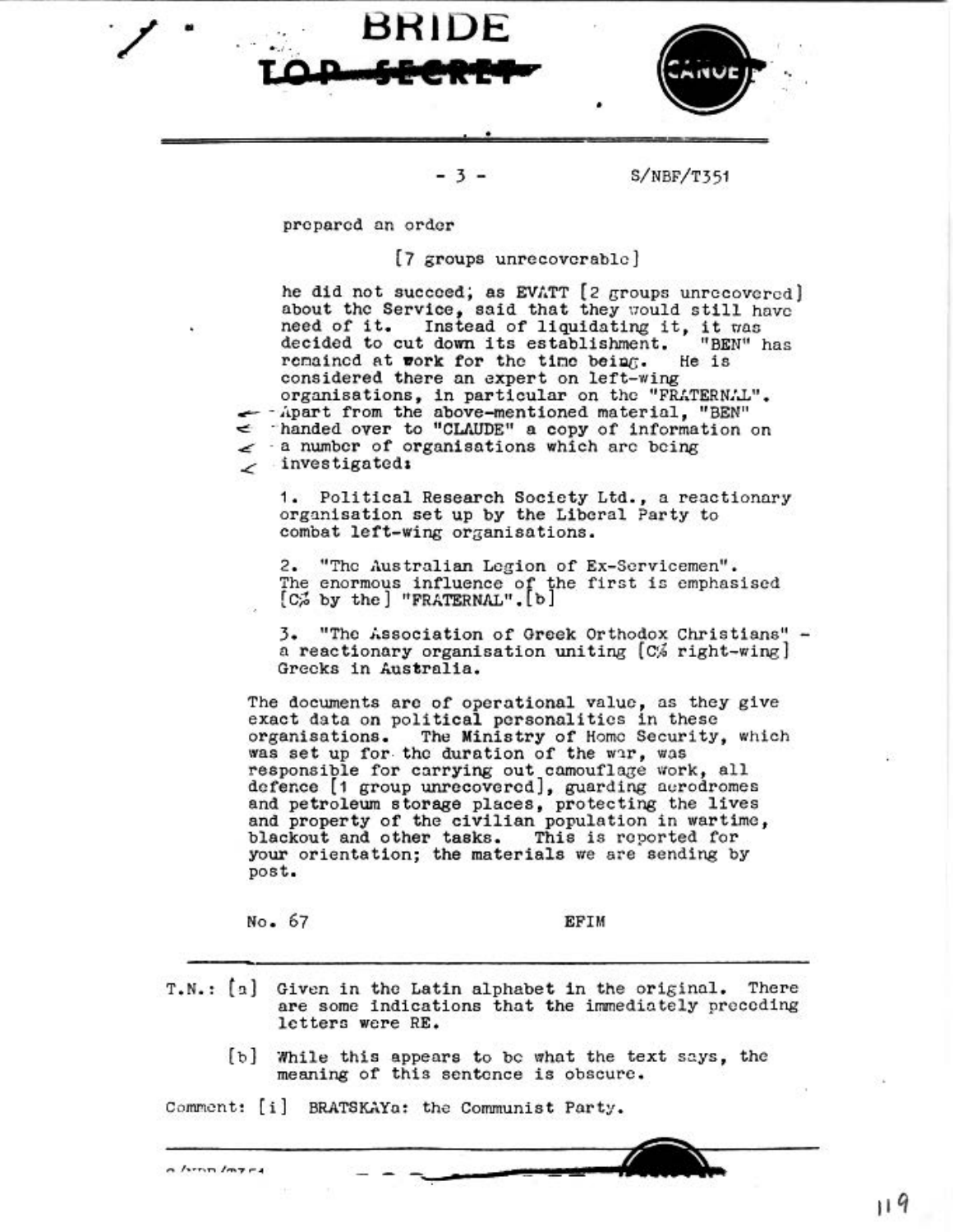BRIDE

~~TOP SECRET~~

CANOE

S/NBF/T351

prepared an order

[7 groups unrecoverable]

he did not succeed; as EVATT [2 groups unrecovered] about the Service, said that they would still have need of it. Instead of liquidating it, it was decided to cut down its establishment. "BEN" has remained at work for the time being. He is considered there an expert on left-wing organisations, in particular on the "FRATERNAL". Apart from the above-mentioned material, "BEN" handed over to "CLAUDE" a copy of information on a number of organisations which are being investigated:

1. Political Research Society Ltd., a reactionary organisation set up by the Liberal Party to combat left-wing organisations.

2. "The Australian Legion of Ex-Servicemen". The enormous influence of the first is emphasised [C% by the] "FRATERNAL".[b]

3. "The Association of Greek Orthodox Christians" - a reactionary organisation uniting [C% right-wing] Greeks in Australia.

The documents are of operational value, as they give exact data on political personalities in these organisations. The Ministry of Home Security, which was set up for the duration of the war, was responsible for carrying out camouflage work, all defence [1 group unrecovered], guarding aerodromes and petroleum storage places, protecting the lives and property of the civilian population in wartime, blackout and other tasks. This is reported for your orientation; the materials we are sending by post.

No. 67 EFIM

T.N.: [a] Given in the Latin alphabet in the original. There are some indications that the immediately preceding letters were RE.

[b] While this appears to be what the text says, the meaning of this sentence is obscure.

Comment: [i] BRATSKAYa: the Communist Party.